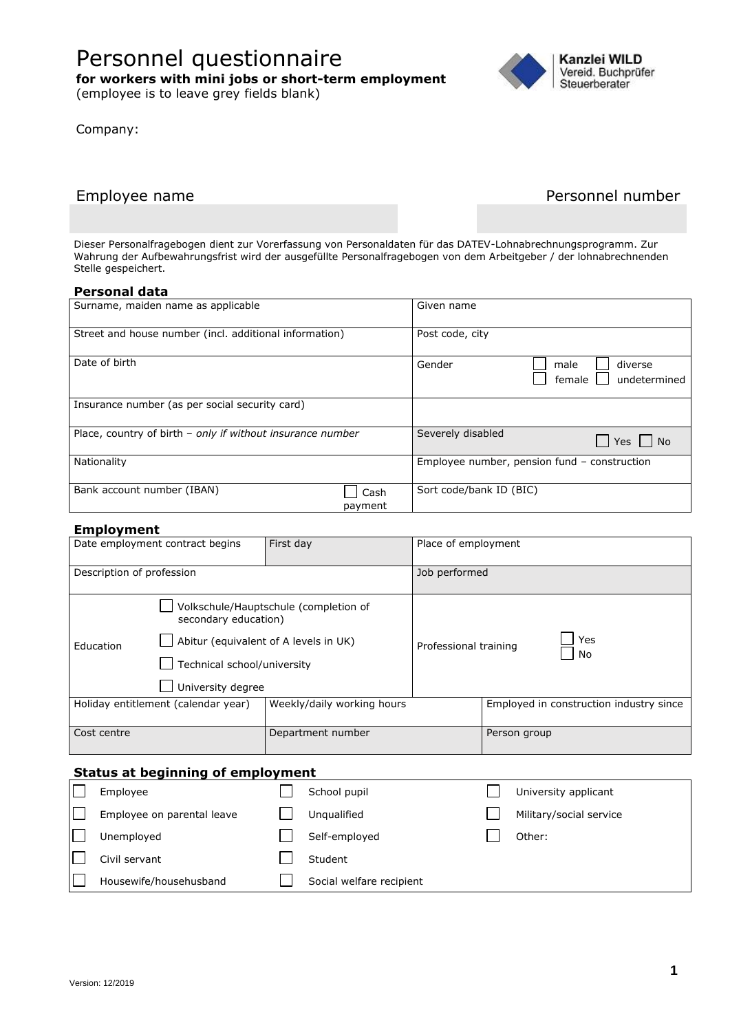# Personnel questionnaire

**for workers with mini jobs or short-term employment**
(employee is to leave grey fields blank)

Kanzlei WILD
Vereid. Buchprüfer
Steuerberater

Company:

| Employee name | Personnel number |
|---|---|
| | |

Dieser Personalfragebogen dient zur Vorerfassung von Personaldaten für das DATEV-Lohnabrechnungsprogramm. Zur Wahrung der Aufbewahrungsfrist wird der ausgefüllte Personalfragebogen von dem Arbeitgeber / der lohnabrechnenden Stelle gespeichert.

## Personal data

| | |
|---|---|
| Surname, maiden name as applicable | Given name |
| Street and house number (incl. additional information) | Post code, city |
| Date of birth | Gender ☐ male ☐ diverse ☐ female ☐ undetermined |
| Insurance number (as per social security card) | |
| Place, country of birth – *only if without insurance number* | Severely disabled ☐ Yes ☐ No |
| Nationality | Employee number, pension fund – construction |
| Bank account number (IBAN) ☐ Cash payment | Sort code/bank ID (BIC) |

## Employment

| | | | |
|---|---|---|---|
| Date employment contract begins | First day | Place of employment | |
| Description of profession | | Job performed | |
| Education | ☐ Volkschule/Hauptschule (completion of secondary education)<br>☐ Abitur (equivalent of A levels in UK)<br>☐ Technical school/university<br>☐ University degree | Professional training | ☐ Yes<br>☐ No |
| Holiday entitlement (calendar year) | Weekly/daily working hours | Employed in construction industry since | |
| Cost centre | Department number | Person group | |

## Status at beginning of employment

| | | |
|---|---|---|
| ☐ Employee | ☐ School pupil | ☐ University applicant |
| ☐ Employee on parental leave | ☐ Unqualified | ☐ Military/social service |
| ☐ Unemployed | ☐ Self-employed | ☐ Other: |
| ☐ Civil servant | ☐ Student | |
| ☐ Housewife/househusband | ☐ Social welfare recipient | |

Version: 12/2019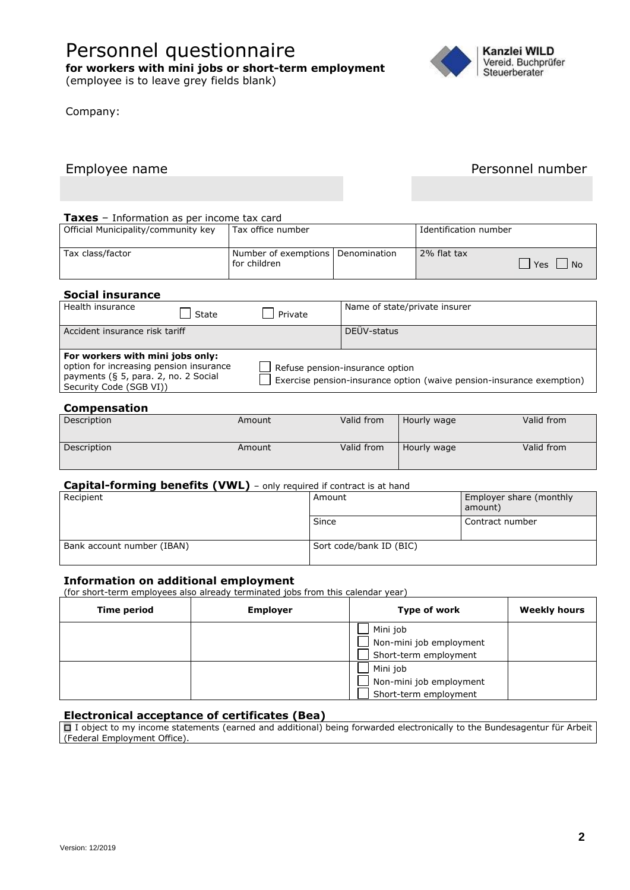# Personnel questionnaire

**for workers with mini jobs or short-term employment**
(employee is to leave grey fields blank)

Kanzlei WILD
Vereid. Buchprüfer
Steuerberater

Company:

| Employee name | Personnel number |
|---|---|
| | |

**Taxes** – Information as per income tax card

| Official Municipality/community key | Tax office number | | Identification number |
|---|---|---|---|
| Tax class/factor | Number of exemptions for children | Denomination | 2% flat tax ☐ Yes ☐ No |

## Social insurance

| Health insurance ☐ State ☐ Private | Name of state/private insurer |
|---|---|
| Accident insurance risk tariff | DEÜV-status |

**For workers with mini jobs only:** option for increasing pension insurance payments (§ 5, para. 2, no. 2 Social Security Code (SGB VI))

☐ Refuse pension-insurance option
☐ Exercise pension-insurance option (waive pension-insurance exemption)

## Compensation

| Description | Amount | Valid from | Hourly wage | Valid from |
|---|---|---|---|---|
| Description | Amount | Valid from | Hourly wage | Valid from |

## Capital-forming benefits (VWL) – only required if contract is at hand

| Recipient | Amount | Employer share (monthly amount) |
|---|---|---|
| | Since | Contract number |
| Bank account number (IBAN) | Sort code/bank ID (BIC) | |

## Information on additional employment

(for short-term employees also already terminated jobs from this calendar year)

| Time period | Employer | Type of work | Weekly hours |
|---|---|---|---|
| | | ☐ Mini job<br>☐ Non-mini job employment<br>☐ Short-term employment | |
| | | ☐ Mini job<br>☐ Non-mini job employment<br>☐ Short-term employment | |

## Electronical acceptance of certificates (Bea)

☐ I object to my income statements (earned and additional) being forwarded electronically to the Bundesagentur für Arbeit (Federal Employment Office).

Version: 12/2019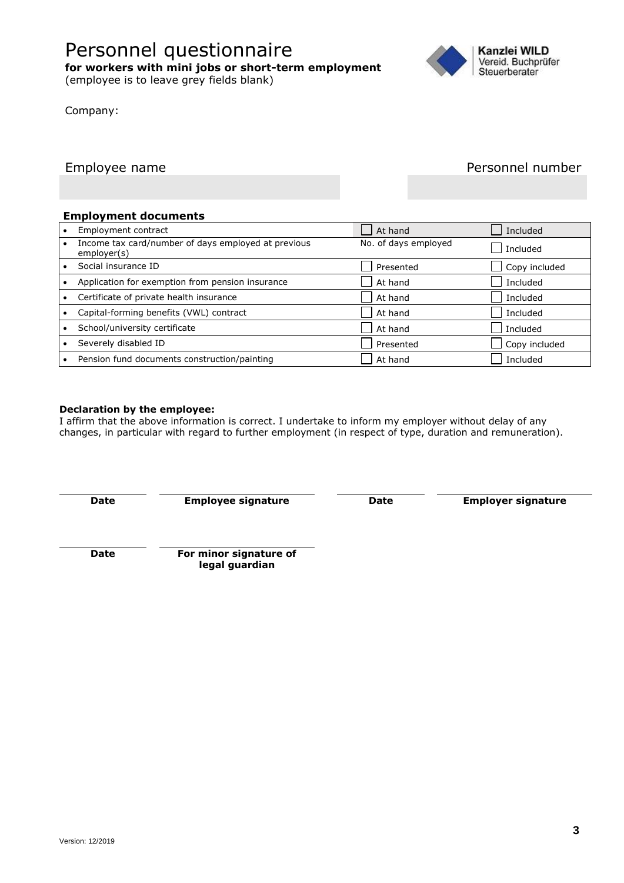# Personnel questionnaire

**for workers with mini jobs or short-term employment**
(employee is to leave grey fields blank)

Kanzlei WILD
Vereid. Buchprüfer
Steuerberater

Company:

Employee name

Personnel number

### Employment documents

| | | |
|---|---|---|
| • Employment contract | ☐ At hand | ☐ Included |
| • Income tax card/number of days employed at previous employer(s) | No. of days employed | ☐ Included |
| • Social insurance ID | ☐ Presented | ☐ Copy included |
| • Application for exemption from pension insurance | ☐ At hand | ☐ Included |
| • Certificate of private health insurance | ☐ At hand | ☐ Included |
| • Capital-forming benefits (VWL) contract | ☐ At hand | ☐ Included |
| • School/university certificate | ☐ At hand | ☐ Included |
| • Severely disabled ID | ☐ Presented | ☐ Copy included |
| • Pension fund documents construction/painting | ☐ At hand | ☐ Included |

**Declaration by the employee:**
I affirm that the above information is correct. I undertake to inform my employer without delay of any changes, in particular with regard to further employment (in respect of type, duration and remuneration).

| | | | |
|---|---|---|---|
| **Date** | **Employee signature** | **Date** | **Employer signature** |

| | |
|---|---|
| **Date** | **For minor signature of legal guardian** |

Version: 12/2019